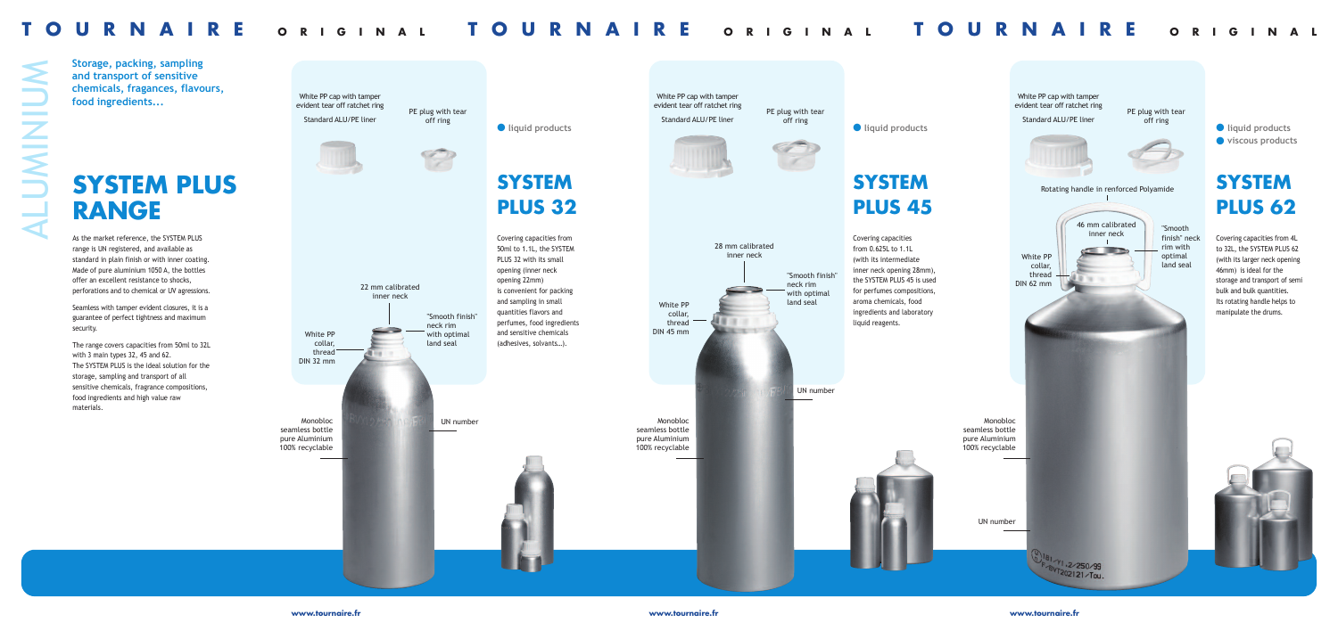# TOURNAIRE ORIGINAL

ALUMINIUM

**Storage, packing, sampling and transport of sensitive chemicals, fragances, flavours, food ingredients...**

## SYSTEM PLUS RANGE

As the market reference, the SYSTEM PLUS range is UN registered, and available as standard in plain finish or with inner coating. Made of pure aluminium 1050 A, the bottles offer an excellent resistance to shocks, perforations and to chemical or UV agressions.

Seamless with tamper evident closures, it is a guarantee of perfect tightness and maximum security.

The range covers capacities from 50ml to 32L with 3 main types 32, 45 and 62.
The SYSTEM PLUS is the ideal solution for the storage, sampling and transport of all sensitive chemicals, fragrance compositions, food ingredients and high value raw materials.

White PP cap with tamper evident tear off ratchet ring

Standard ALU/PE liner

PE plug with tear off ring

22 mm calibrated inner neck

"Smooth finish" neck rim with optimal land seal

White PP collar, thread DIN 32 mm

UN number

Monobloc seamless bottle pure Aluminium 100% recyclable

- liquid products

## SYSTEM PLUS 32

Covering capacities from 50ml to 1.1L, the SYSTEM PLUS 32 with its small opening (inner neck opening 22mm) is convenient for packing and sampling in small quantities flavors and perfumes, food ingredients and sensitive chemicals (adhesives, solvents…).

White PP cap with tamper evident tear off ratchet ring

Standard ALU/PE liner

PE plug with tear off ring

28 mm calibrated inner neck

"Smooth finish" neck rim with optimal land seal

White PP collar, thread DIN 45 mm

UN number

Monobloc seamless bottle pure Aluminium 100% recyclable

- liquid products

## SYSTEM PLUS 45

Covering capacities from 0.625L to 1.1L (with its intermediate inner neck opening 28mm), the SYSTEM PLUS 45 is used for perfumes compositions, aroma chemicals, food ingredients and laboratory liquid reagents.

White PP cap with tamper evident tear off ratchet ring

Standard ALU/PE liner

PE plug with tear off ring

Rotating handle in renforced Polyamide

46 mm calibrated inner neck

"Smooth finish" neck rim with optimal land seal

White PP collar, thread DIN 62 mm

Monobloc seamless bottle pure Aluminium 100% recyclable

UN number

- liquid products
- viscous products

## SYSTEM PLUS 62

Covering capacities from 4L to 32L, the SYSTEM PLUS 62 (with its larger neck opening 46mm) is ideal for the storage and transport of semi bulk and bulk quantities. Its rotating handle helps to manipulate the drums.

www.tournaire.fr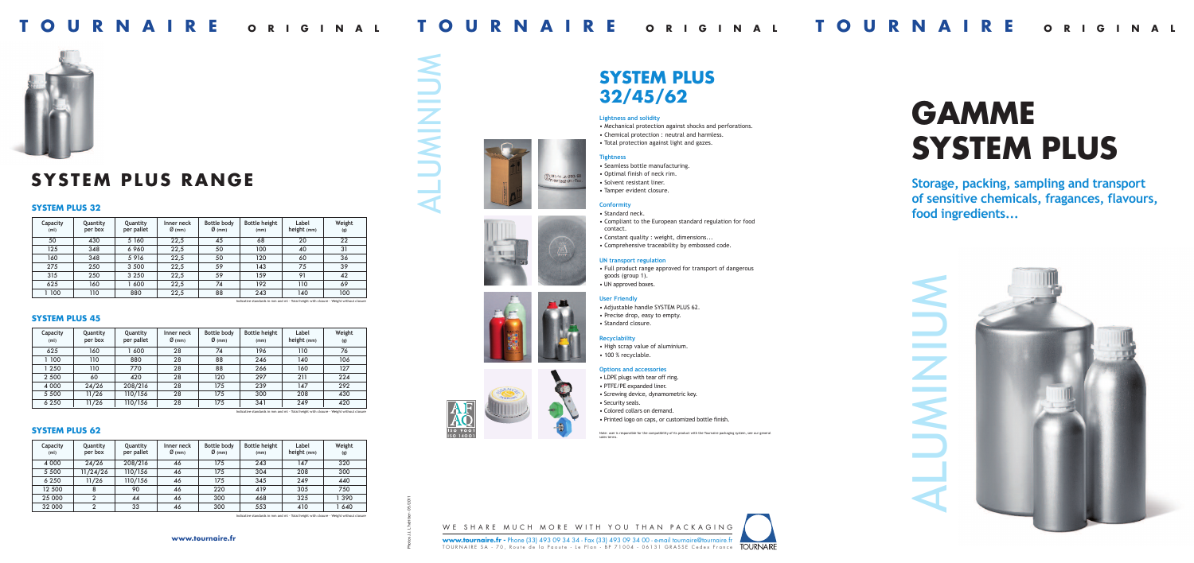# SYSTEM PLUS RANGE

## SYSTEM PLUS 32

| Capacity (ml) | Quantity per box | Quantity per pallet | Inner neck Ø (mm) | Bottle body Ø (mm) | Bottle height (mm) | Label height (mm) | Weight (g) |
|---|---|---|---|---|---|---|---|
| 50 | 430 | 5 160 | 22,5 | 45 | 68 | 20 | 22 |
| 125 | 348 | 6 960 | 22,5 | 50 | 100 | 40 | 31 |
| 160 | 348 | 5 916 | 22,5 | 50 | 120 | 60 | 36 |
| 275 | 250 | 3 500 | 22,5 | 59 | 143 | 75 | 39 |
| 315 | 250 | 3 250 | 22,5 | 59 | 159 | 91 | 42 |
| 625 | 160 | 1 600 | 22,5 | 74 | 192 | 110 | 69 |
| 1 100 | 110 | 880 | 22,5 | 88 | 243 | 140 | 100 |

Indicative standards in mm and ml - Total height with closure - Weight without closure

## SYSTEM PLUS 45

| Capacity (ml) | Quantity per box | Quantity per pallet | Inner neck Ø (mm) | Bottle body Ø (mm) | Bottle height (mm) | Label height (mm) | Weight (g) |
|---|---|---|---|---|---|---|---|
| 625 | 160 | 1 600 | 28 | 74 | 196 | 110 | 76 |
| 1 100 | 110 | 880 | 28 | 88 | 246 | 140 | 106 |
| 1 250 | 110 | 770 | 28 | 88 | 266 | 160 | 127 |
| 2 500 | 60 | 420 | 28 | 120 | 297 | 211 | 224 |
| 4 000 | 24/26 | 208/216 | 28 | 175 | 239 | 147 | 292 |
| 5 500 | 11/26 | 110/156 | 28 | 175 | 300 | 208 | 430 |
| 6 250 | 11/26 | 110/156 | 28 | 175 | 341 | 249 | 420 |

Indicative standards in mm and ml - Total height with closure - Weight without closure

## SYSTEM PLUS 62

| Capacity (ml) | Quantity per box | Quantity per pallet | Inner neck Ø (mm) | Bottle body Ø (mm) | Bottle height (mm) | Label height (mm) | Weight (g) |
|---|---|---|---|---|---|---|---|
| 4 000 | 24/26 | 208/216 | 46 | 175 | 243 | 147 | 320 |
| 5 500 | 11/24/26 | 110/156 | 46 | 175 | 304 | 208 | 300 |
| 6 250 | 11/26 | 110/156 | 46 | 175 | 345 | 249 | 440 |
| 12 500 | 8 | 90 | 46 | 220 | 419 | 305 | 750 |
| 25 000 | 2 | 44 | 46 | 300 | 468 | 325 | 1 390 |
| 32 000 | 2 | 33 | 46 | 300 | 553 | 410 | 1 640 |

Indicative standards in mm and ml - Total height with closure - Weight without closure

www.tournaire.fr

ALUMINIUM

# SYSTEM PLUS 32/45/62

**Lightness and solidity**
- Mechanical protection against shocks and perforations.
- Chemical protection : neutral and harmless.
- Total protection against light and gazes.

**Tightness**
- Seamless bottle manufacturing.
- Optimal finish of neck rim.
- Solvent resistant liner.
- Tamper evident closure.

**Conformity**
- Standard neck.
- Compliant to the European standard regulation for food contact.
- Constant quality : weight, dimensions...
- Comprehensive traceability by embossed code.

**UN transport regulation**
- Full product range approved for transport of dangerous goods (group 1).
- UN approved boxes.

**User Friendly**
- Adjustable handle SYSTEM PLUS 62.
- Precise drop, easy to empty.
- Standard closure.

**Recyclability**
- High scrap value of aluminium.
- 100 % recyclable.

**Options and accessories**
- LDPE plugs with tear off ring.
- PTFE/PE expanded liner.
- Screwing device, dynamometric key.
- Security seals.
- Colored collars on demand.
- Printed logo on caps, or customized bottle finish.

Note: user is responsible for the compatibility of its product with the Tournaire packaging system, see our general sales terms.

AFAQ ISO 9001 ISO 14001

WE SHARE MUCH MORE WITH YOU THAN PACKAGING

**www.tournaire.fr** - Phone (33) 493 09 34 34 - Fax (33) 493 09 34 00 - email tournaire@tournaire.fr
TOURNAIRE SA - 70, Route de la Paoute - Le Plan - BP 71004 - 06131 GRASSE Cedex France

# GAMME SYSTEM PLUS

**Storage, packing, sampling and transport of sensitive chemicals, fragances, flavours, food ingredients...**

ALUMINIUM